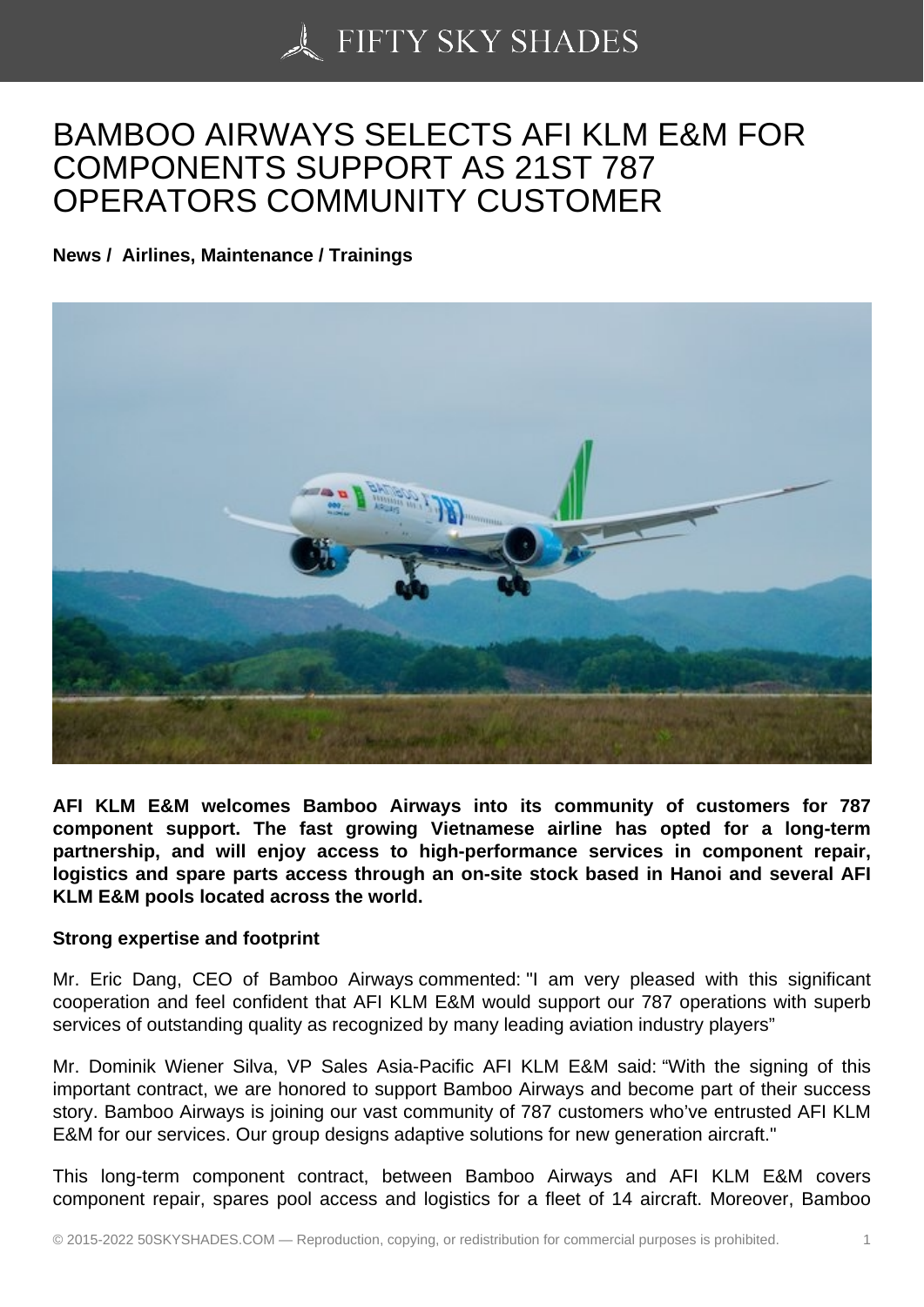# BAMBOO AIRWAYS SELECTS AFI KLM E&M FOR COMPONENTS SUPPORT AS 21ST 787 OPERATORS COMMUNITY CUSTOMER

**News / Airlines, Maintenance / Trainings**

**AFI KLM E&M welcomes Bamboo Airways into its community of customers for 787 component support. The fast growing Vietnamese airline has opted for a long-term partnership, and will enjoy access to high-performance services in component repair, logistics and spare parts access through an on-site stock based in Hanoi and several AFI KLM E&M pools located across the world.**

**Strong expertise and footprint**

Mr. Eric Dang, CEO of Bamboo Airways commented: "I am very pleased with this significant cooperation and feel confident that AFI KLM E&M would support our 787 operations with superb services of outstanding quality as recognized by many leading aviation industry players"

Mr. Dominik Wiener Silva, VP Sales Asia-Pacific AFI KLM E&M said: "With the signing of this important contract, we are honored to support Bamboo Airways and become part of their success story. Bamboo Airways is joining our vast community of 787 customers who've entrusted AFI KLM E&M for our services. Our group designs adaptive solutions for new generation aircraft."

This long-term component contract, between Bamboo Airways and AFI KLM E&M covers component repair, spares pool access and logistics for a fleet of 14 aircraft. Moreover, Bamboo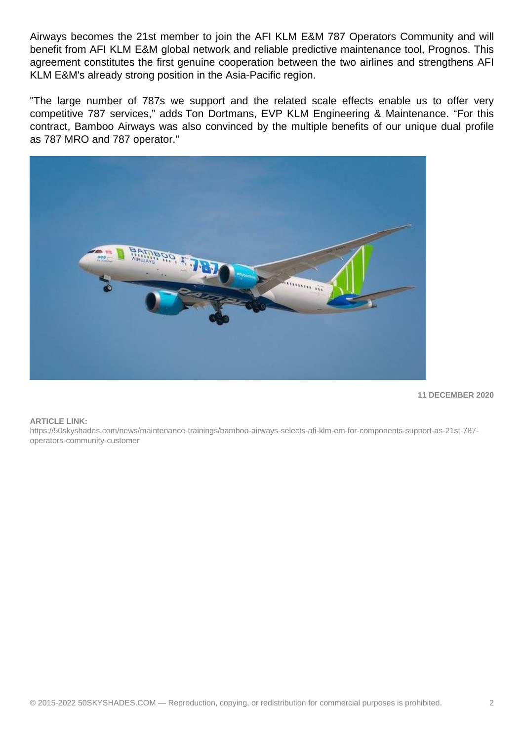Airways becomes the 21st member to join the AFI KLM E&M 787 Operators Community and will benefit from AFI KLM E&M global network and reliable predictive maintenance tool, Prognos. This agreement constitutes the first genuine cooperation between the two airlines and strengthens AFI KLM E&M's already strong position in the Asia-Pacific region.

"The large number of 787s we support and the related scale effects enable us to offer very competitive 787 services," adds Ton Dortmans, EVP KLM Engineering & Maintenance. "For this contract, Bamboo Airways was also convinced by the multiple benefits of our unique dual profile as 787 MRO and 787 operator."

**11 DECEMBER 2020**

**ARTICLE LINK:**
https://50skyshades.com/news/maintenance-trainings/bamboo-airways-selects-afi-klm-em-for-components-support-as-21st-787-operators-community-customer